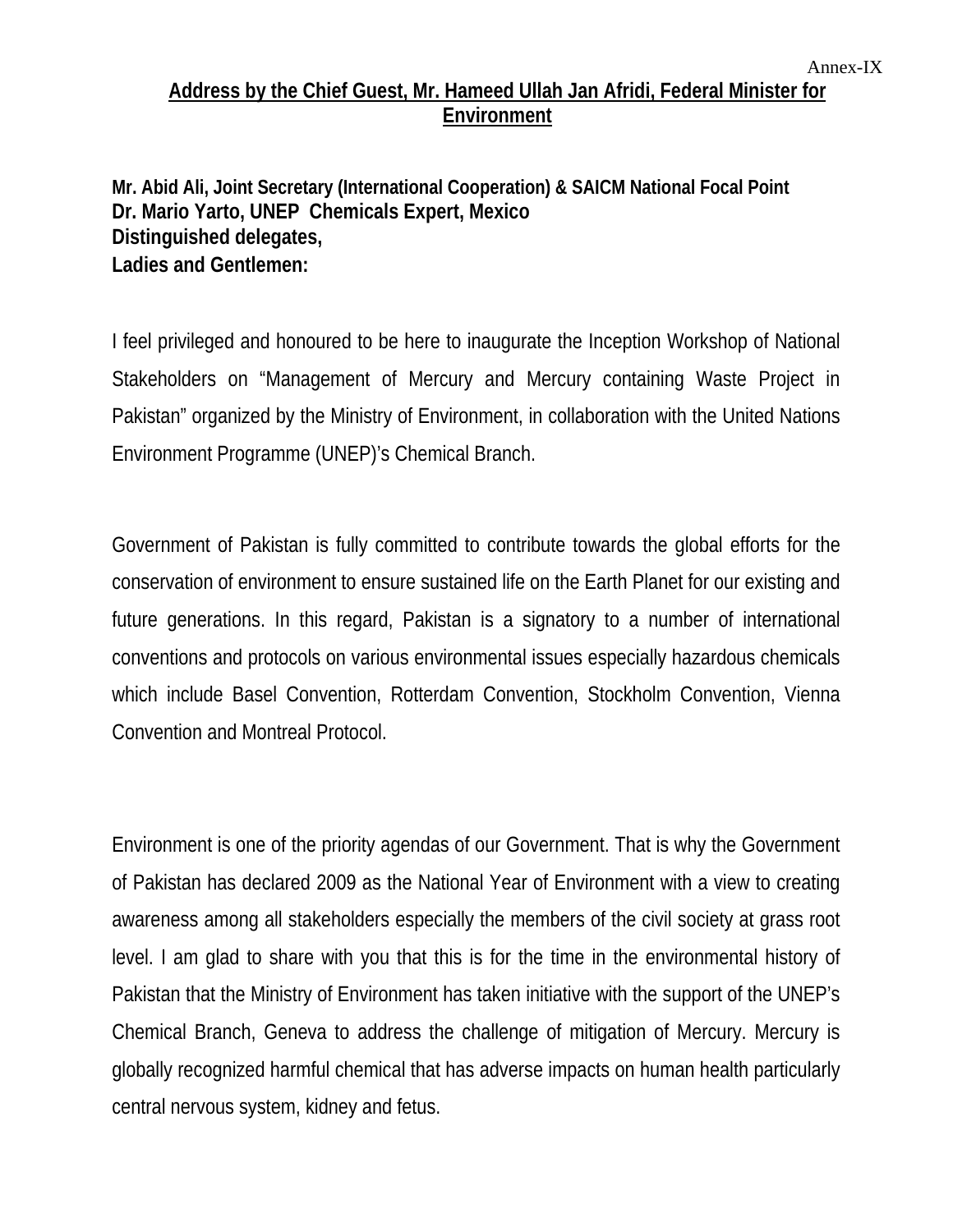Annex-IX

## Address by the Chief Guest, Mr. Hameed Ullah Jan Afridi, Federal Minister for Environment

**Mr. Abid Ali, Joint Secretary (International Cooperation) & SAICM National Focal Point**
**Dr. Mario Yarto, UNEP Chemicals Expert, Mexico**
**Distinguished delegates,**
**Ladies and Gentlemen:**

I feel privileged and honoured to be here to inaugurate the Inception Workshop of National Stakeholders on “Management of Mercury and Mercury containing Waste Project in Pakistan” organized by the Ministry of Environment, in collaboration with the United Nations Environment Programme (UNEP)’s Chemical Branch.

Government of Pakistan is fully committed to contribute towards the global efforts for the conservation of environment to ensure sustained life on the Earth Planet for our existing and future generations. In this regard, Pakistan is a signatory to a number of international conventions and protocols on various environmental issues especially hazardous chemicals which include Basel Convention, Rotterdam Convention, Stockholm Convention, Vienna Convention and Montreal Protocol.

Environment is one of the priority agendas of our Government. That is why the Government of Pakistan has declared 2009 as the National Year of Environment with a view to creating awareness among all stakeholders especially the members of the civil society at grass root level. I am glad to share with you that this is for the time in the environmental history of Pakistan that the Ministry of Environment has taken initiative with the support of the UNEP’s Chemical Branch, Geneva to address the challenge of mitigation of Mercury. Mercury is globally recognized harmful chemical that has adverse impacts on human health particularly central nervous system, kidney and fetus.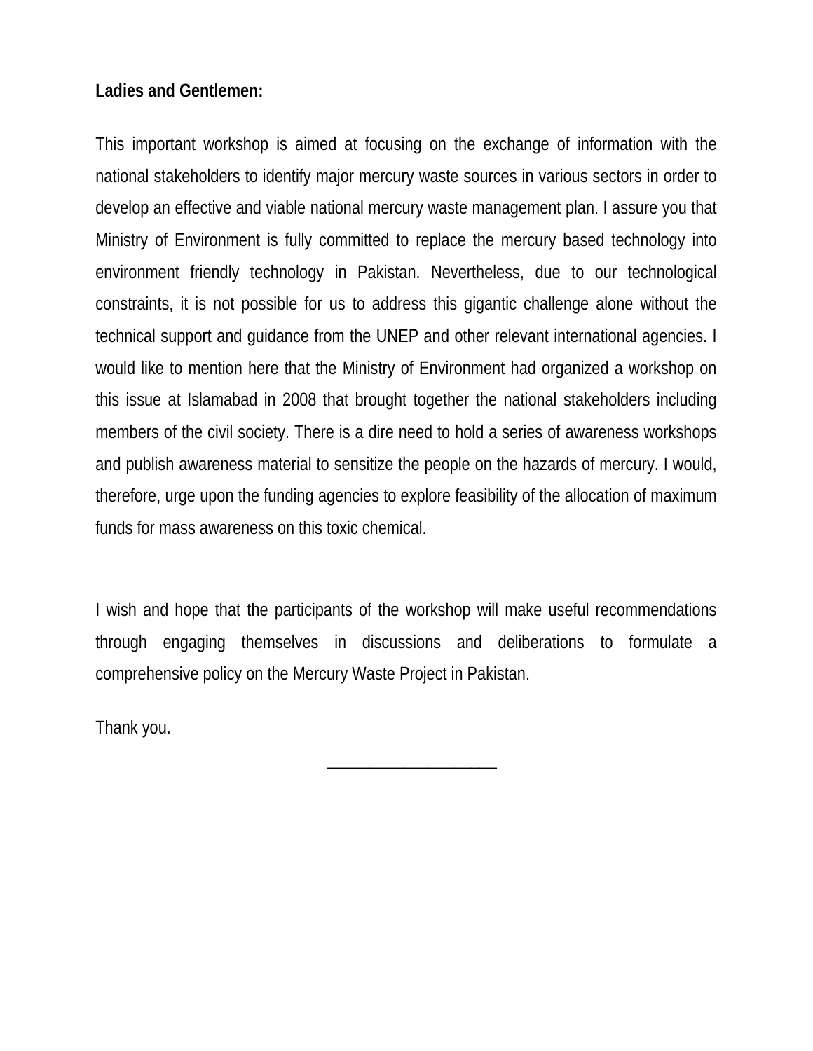**Ladies and Gentlemen:**

This important workshop is aimed at focusing on the exchange of information with the national stakeholders to identify major mercury waste sources in various sectors in order to develop an effective and viable national mercury waste management plan. I assure you that Ministry of Environment is fully committed to replace the mercury based technology into environment friendly technology in Pakistan. Nevertheless, due to our technological constraints, it is not possible for us to address this gigantic challenge alone without the technical support and guidance from the UNEP and other relevant international agencies. I would like to mention here that the Ministry of Environment had organized a workshop on this issue at Islamabad in 2008 that brought together the national stakeholders including members of the civil society. There is a dire need to hold a series of awareness workshops and publish awareness material to sensitize the people on the hazards of mercury. I would, therefore, urge upon the funding agencies to explore feasibility of the allocation of maximum funds for mass awareness on this toxic chemical.

I wish and hope that the participants of the workshop will make useful recommendations through engaging themselves in discussions and deliberations to formulate a comprehensive policy on the Mercury Waste Project in Pakistan.

Thank you.

---